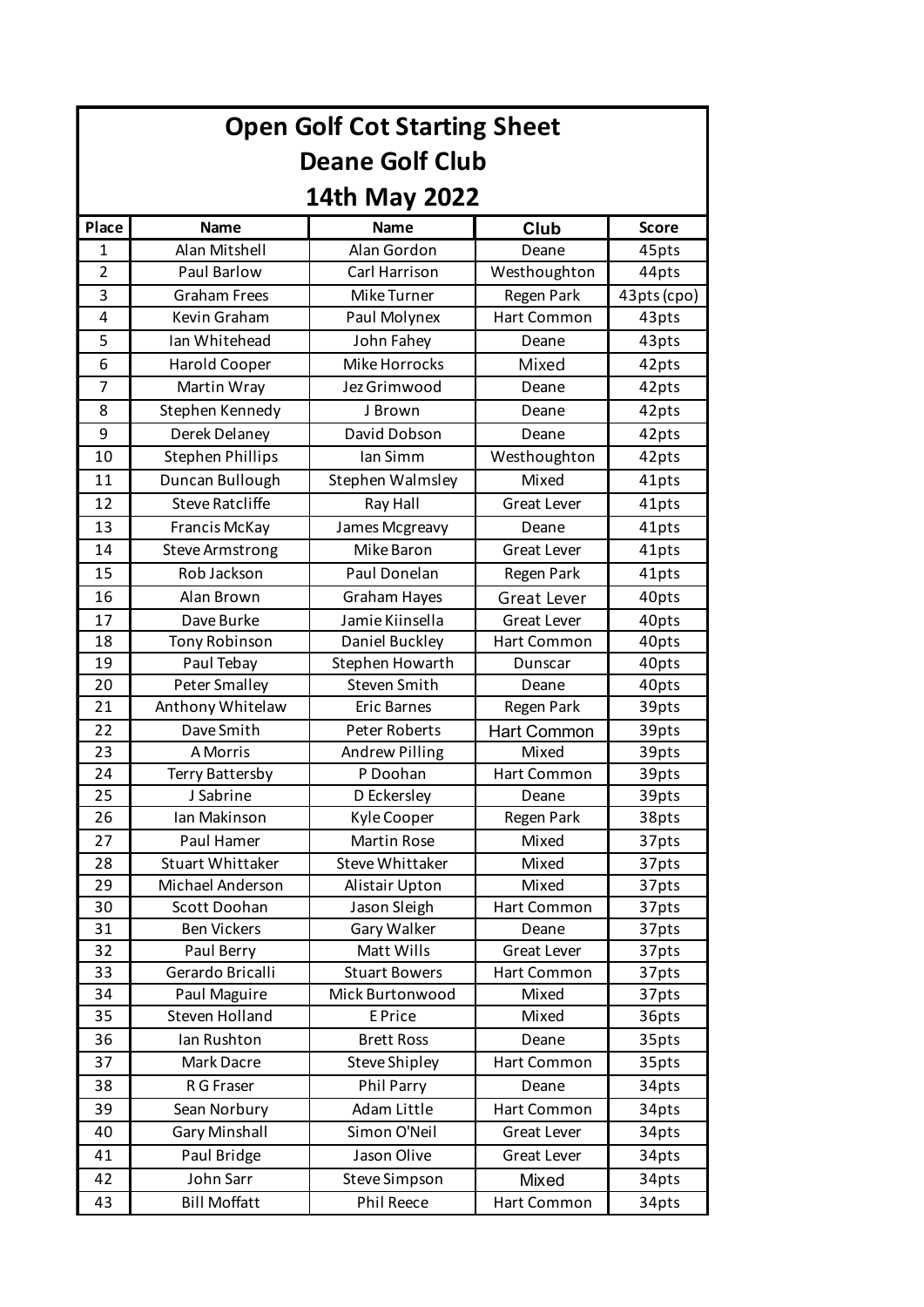# Open Golf Cot Starting Sheet

## Deane Golf Club

## 14th May 2022

| Place | Name | Name | Club | Score |
|---|---|---|---|---|
| 1 | Alan Mitshell | Alan Gordon | Deane | 45pts |
| 2 | Paul Barlow | Carl Harrison | Westhoughton | 44pts |
| 3 | Graham Frees | Mike Turner | Regen Park | 43pts (cpo) |
| 4 | Kevin Graham | Paul Molynex | Hart Common | 43pts |
| 5 | Ian Whitehead | John Fahey | Deane | 43pts |
| 6 | Harold Cooper | Mike Horrocks | Mixed | 42pts |
| 7 | Martin Wray | Jez Grimwood | Deane | 42pts |
| 8 | Stephen Kennedy | J Brown | Deane | 42pts |
| 9 | Derek Delaney | David Dobson | Deane | 42pts |
| 10 | Stephen Phillips | Ian Simm | Westhoughton | 42pts |
| 11 | Duncan Bullough | Stephen Walmsley | Mixed | 41pts |
| 12 | Steve Ratcliffe | Ray Hall | Great Lever | 41pts |
| 13 | Francis McKay | James Mcgreavy | Deane | 41pts |
| 14 | Steve Armstrong | Mike Baron | Great Lever | 41pts |
| 15 | Rob Jackson | Paul Donelan | Regen Park | 41pts |
| 16 | Alan Brown | Graham Hayes | Great Lever | 40pts |
| 17 | Dave Burke | Jamie Kiinsella | Great Lever | 40pts |
| 18 | Tony Robinson | Daniel Buckley | Hart Common | 40pts |
| 19 | Paul Tebay | Stephen Howarth | Dunscar | 40pts |
| 20 | Peter Smalley | Steven Smith | Deane | 40pts |
| 21 | Anthony Whitelaw | Eric Barnes | Regen Park | 39pts |
| 22 | Dave Smith | Peter Roberts | Hart Common | 39pts |
| 23 | A Morris | Andrew Pilling | Mixed | 39pts |
| 24 | Terry Battersby | P Doohan | Hart Common | 39pts |
| 25 | J Sabrine | D Eckersley | Deane | 39pts |
| 26 | Ian Makinson | Kyle Cooper | Regen Park | 38pts |
| 27 | Paul Hamer | Martin Rose | Mixed | 37pts |
| 28 | Stuart Whittaker | Steve Whittaker | Mixed | 37pts |
| 29 | Michael Anderson | Alistair Upton | Mixed | 37pts |
| 30 | Scott Doohan | Jason Sleigh | Hart Common | 37pts |
| 31 | Ben Vickers | Gary Walker | Deane | 37pts |
| 32 | Paul Berry | Matt Wills | Great Lever | 37pts |
| 33 | Gerardo Bricalli | Stuart Bowers | Hart Common | 37pts |
| 34 | Paul Maguire | Mick Burtonwood | Mixed | 37pts |
| 35 | Steven Holland | E Price | Mixed | 36pts |
| 36 | Ian Rushton | Brett Ross | Deane | 35pts |
| 37 | Mark Dacre | Steve Shipley | Hart Common | 35pts |
| 38 | R G Fraser | Phil Parry | Deane | 34pts |
| 39 | Sean Norbury | Adam Little | Hart Common | 34pts |
| 40 | Gary Minshall | Simon O'Neil | Great Lever | 34pts |
| 41 | Paul Bridge | Jason Olive | Great Lever | 34pts |
| 42 | John Sarr | Steve Simpson | Mixed | 34pts |
| 43 | Bill Moffatt | Phil Reece | Hart Common | 34pts |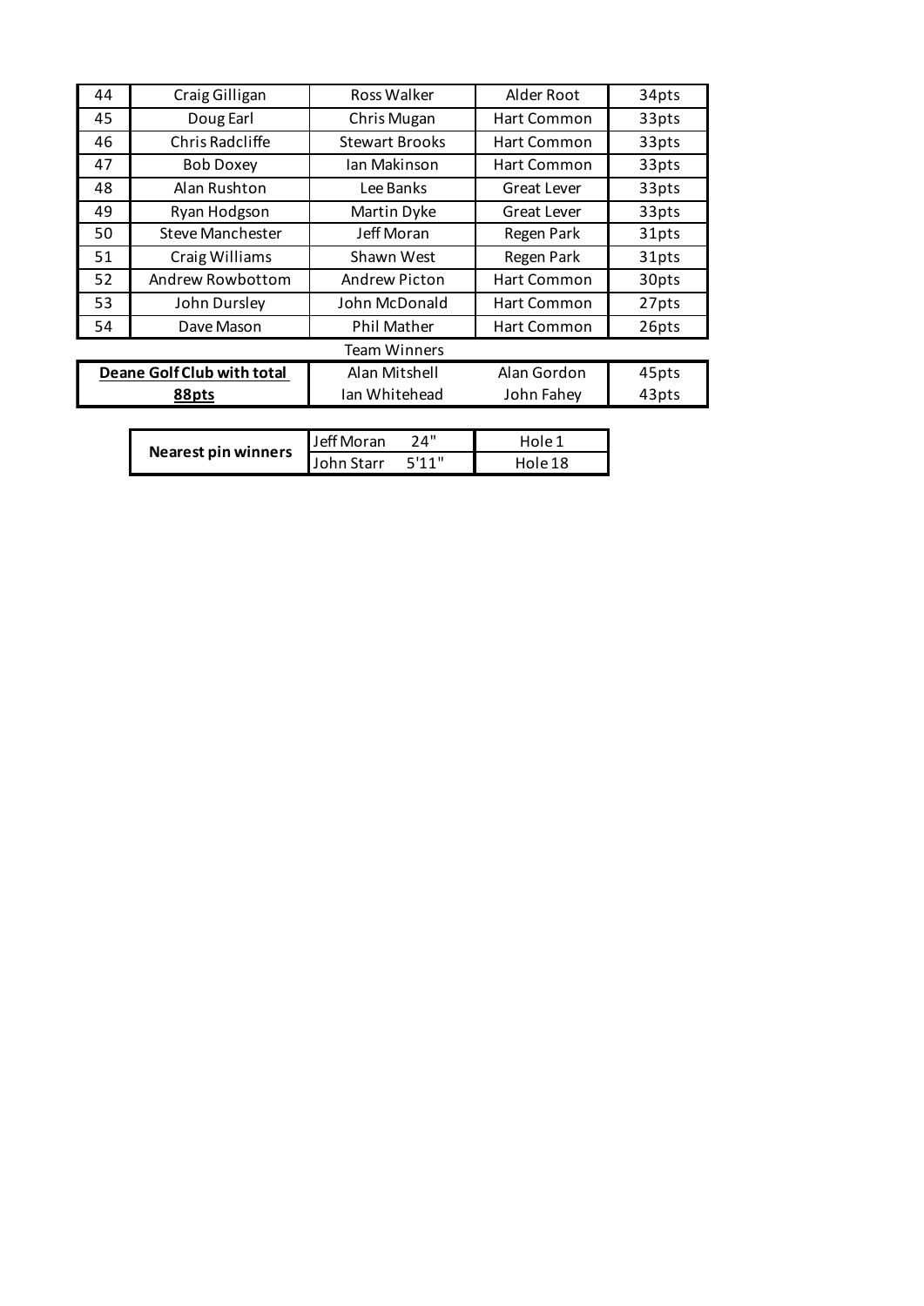| | | | | |
|---|---|---|---|---|
| 44 | Craig Gilligan | Ross Walker | Alder Root | 34pts |
| 45 | Doug Earl | Chris Mugan | Hart Common | 33pts |
| 46 | Chris Radcliffe | Stewart Brooks | Hart Common | 33pts |
| 47 | Bob Doxey | Ian Makinson | Hart Common | 33pts |
| 48 | Alan Rushton | Lee Banks | Great Lever | 33pts |
| 49 | Ryan Hodgson | Martin Dyke | Great Lever | 33pts |
| 50 | Steve Manchester | Jeff Moran | Regen Park | 31pts |
| 51 | Craig Williams | Shawn West | Regen Park | 31pts |
| 52 | Andrew Rowbottom | Andrew Picton | Hart Common | 30pts |
| 53 | John Dursley | John McDonald | Hart Common | 27pts |
| 54 | Dave Mason | Phil Mather | Hart Common | 26pts |

Team Winners

| | | | |
|---|---|---|---|
| **Deane Golf Club with total 88pts** | Alan Mitshell | Alan Gordon | 45pts |
| | Ian Whitehead | John Fahey | 43pts |

| | | |
|---|---|---|
| **Nearest pin winners** | Jeff Moran 24" | Hole 1 |
| | John Starr 5'11" | Hole 18 |